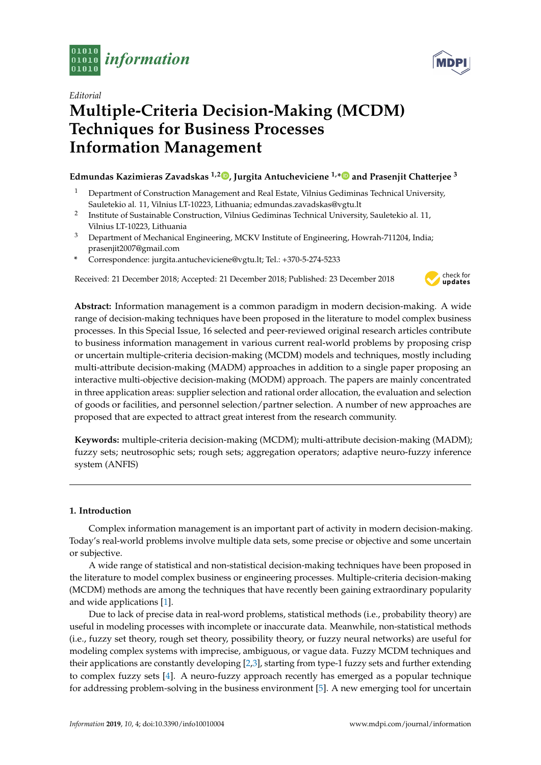*Editorial*

# Multiple-Criteria Decision-Making (MCDM) Techniques for Business Processes Information Management

**Edmundas Kazimieras Zavadskas [1,2], Jurgita Antucheviciene [1,*] and Prasenjit Chatterjee [3]**

[1] Department of Construction Management and Real Estate, Vilnius Gediminas Technical University, Sauletekio al. 11, Vilnius LT-10223, Lithuania; edmundas.zavadskas@vgtu.lt

[2] Institute of Sustainable Construction, Vilnius Gediminas Technical University, Sauletekio al. 11, Vilnius LT-10223, Lithuania

[3] Department of Mechanical Engineering, MCKV Institute of Engineering, Howrah-711204, India; prasenjit2007@gmail.com

\* Correspondence: jurgita.antucheviciene@vgtu.lt; Tel.: +370-5-274-5233

Received: 21 December 2018; Accepted: 21 December 2018; Published: 23 December 2018

**Abstract:** Information management is a common paradigm in modern decision-making. A wide range of decision-making techniques have been proposed in the literature to model complex business processes. In this Special Issue, 16 selected and peer-reviewed original research articles contribute to business information management in various current real-world problems by proposing crisp or uncertain multiple-criteria decision-making (MCDM) models and techniques, mostly including multi-attribute decision-making (MADM) approaches in addition to a single paper proposing an interactive multi-objective decision-making (MODM) approach. The papers are mainly concentrated in three application areas: supplier selection and rational order allocation, the evaluation and selection of goods or facilities, and personnel selection/partner selection. A number of new approaches are proposed that are expected to attract great interest from the research community.

**Keywords:** multiple-criteria decision-making (MCDM); multi-attribute decision-making (MADM); fuzzy sets; neutrosophic sets; rough sets; aggregation operators; adaptive neuro-fuzzy inference system (ANFIS)

## 1. Introduction

Complex information management is an important part of activity in modern decision-making. Today's real-world problems involve multiple data sets, some precise or objective and some uncertain or subjective.

A wide range of statistical and non-statistical decision-making techniques have been proposed in the literature to model complex business or engineering processes. Multiple-criteria decision-making (MCDM) methods are among the techniques that have recently been gaining extraordinary popularity and wide applications [1].

Due to lack of precise data in real-word problems, statistical methods (i.e., probability theory) are useful in modeling processes with incomplete or inaccurate data. Meanwhile, non-statistical methods (i.e., fuzzy set theory, rough set theory, possibility theory, or fuzzy neural networks) are useful for modeling complex systems with imprecise, ambiguous, or vague data. Fuzzy MCDM techniques and their applications are constantly developing [2,3], starting from type-1 fuzzy sets and further extending to complex fuzzy sets [4]. A neuro-fuzzy approach recently has emerged as a popular technique for addressing problem-solving in the business environment [5]. A new emerging tool for uncertain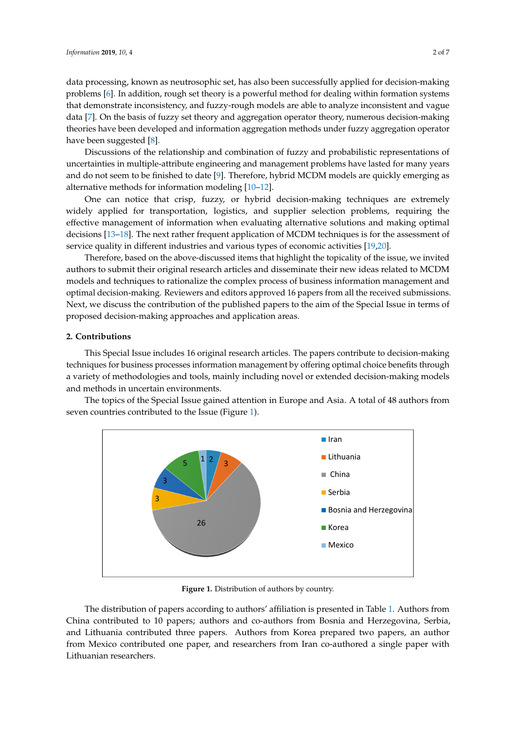data processing, known as neutrosophic set, has also been successfully applied for decision-making problems [6]. In addition, rough set theory is a powerful method for dealing within formation systems that demonstrate inconsistency, and fuzzy-rough models are able to analyze inconsistent and vague data [7]. On the basis of fuzzy set theory and aggregation operator theory, numerous decision-making theories have been developed and information aggregation methods under fuzzy aggregation operator have been suggested [8].

Discussions of the relationship and combination of fuzzy and probabilistic representations of uncertainties in multiple-attribute engineering and management problems have lasted for many years and do not seem to be finished to date [9]. Therefore, hybrid MCDM models are quickly emerging as alternative methods for information modeling [10–12].

One can notice that crisp, fuzzy, or hybrid decision-making techniques are extremely widely applied for transportation, logistics, and supplier selection problems, requiring the effective management of information when evaluating alternative solutions and making optimal decisions [13–18]. The next rather frequent application of MCDM techniques is for the assessment of service quality in different industries and various types of economic activities [19,20].

Therefore, based on the above-discussed items that highlight the topicality of the issue, we invited authors to submit their original research articles and disseminate their new ideas related to MCDM models and techniques to rationalize the complex process of business information management and optimal decision-making. Reviewers and editors approved 16 papers from all the received submissions. Next, we discuss the contribution of the published papers to the aim of the Special Issue in terms of proposed decision-making approaches and application areas.

## 2. Contributions

This Special Issue includes 16 original research articles. The papers contribute to decision-making techniques for business processes information management by offering optimal choice benefits through a variety of methodologies and tools, mainly including novel or extended decision-making models and methods in uncertain environments.

The topics of the Special Issue gained attention in Europe and Asia. A total of 48 authors from seven countries contributed to the Issue (Figure 1).

**Figure 1.** Distribution of authors by country.

The distribution of papers according to authors' affiliation is presented in Table 1. Authors from China contributed to 10 papers; authors and co-authors from Bosnia and Herzegovina, Serbia, and Lithuania contributed three papers. Authors from Korea prepared two papers, an author from Mexico contributed one paper, and researchers from Iran co-authored a single paper with Lithuanian researchers.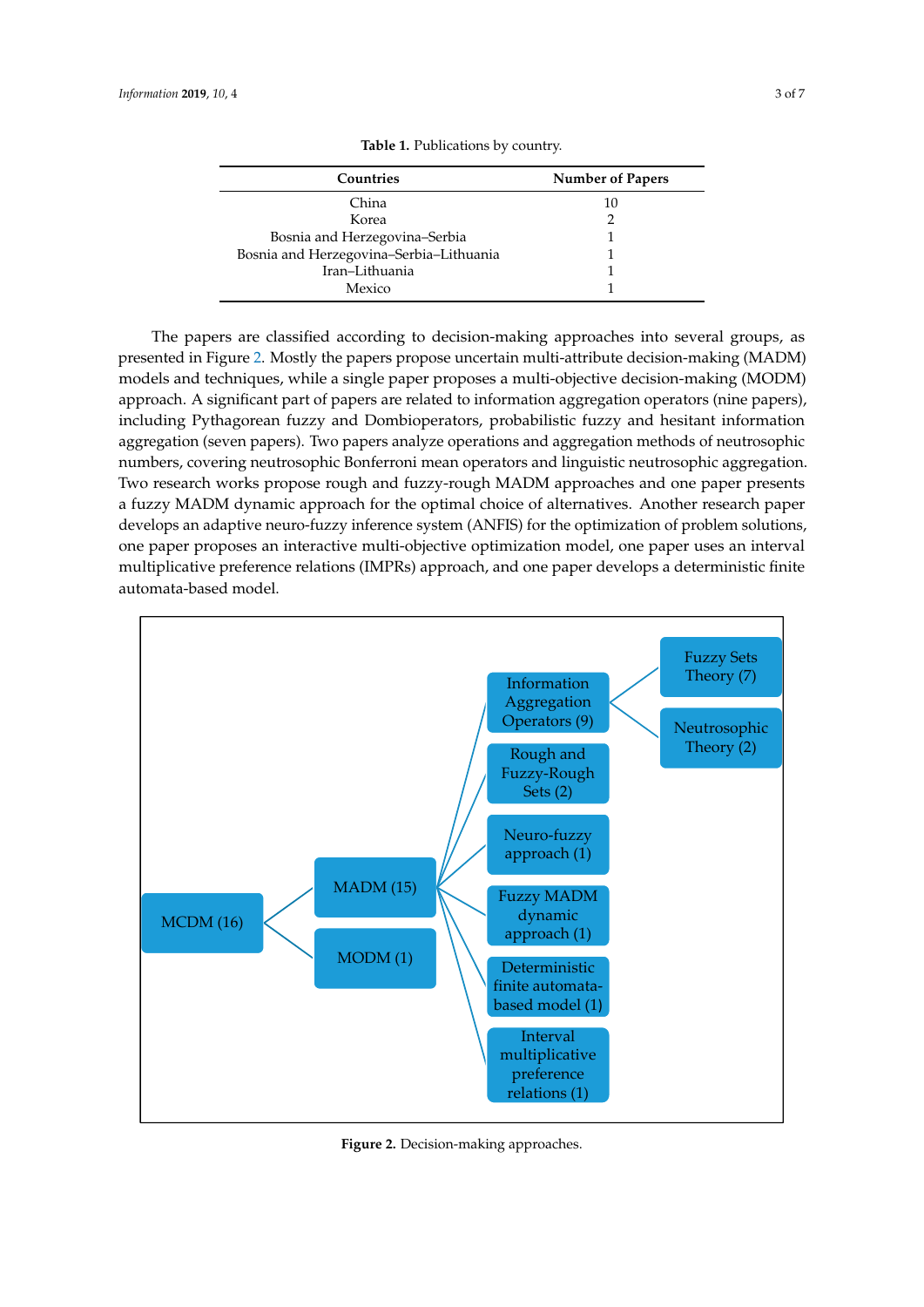**Table 1.** Publications by country.

| Countries | Number of Papers |
|---|---|
| China | 10 |
| Korea | 2 |
| Bosnia and Herzegovina–Serbia | 1 |
| Bosnia and Herzegovina–Serbia–Lithuania | 1 |
| Iran–Lithuania | 1 |
| Mexico | 1 |

The papers are classified according to decision-making approaches into several groups, as presented in Figure 2. Mostly the papers propose uncertain multi-attribute decision-making (MADM) models and techniques, while a single paper proposes a multi-objective decision-making (MODM) approach. A significant part of papers are related to information aggregation operators (nine papers), including Pythagorean fuzzy and Dombioperators, probabilistic fuzzy and hesitant information aggregation (seven papers). Two papers analyze operations and aggregation methods of neutrosophic numbers, covering neutrosophic Bonferroni mean operators and linguistic neutrosophic aggregation. Two research works propose rough and fuzzy-rough MADM approaches and one paper presents a fuzzy MADM dynamic approach for the optimal choice of alternatives. Another research paper develops an adaptive neuro-fuzzy inference system (ANFIS) for the optimization of problem solutions, one paper proposes an interactive multi-objective optimization model, one paper uses an interval multiplicative preference relations (IMPRs) approach, and one paper develops a deterministic finite automata-based model.

**Figure 2.** Decision-making approaches.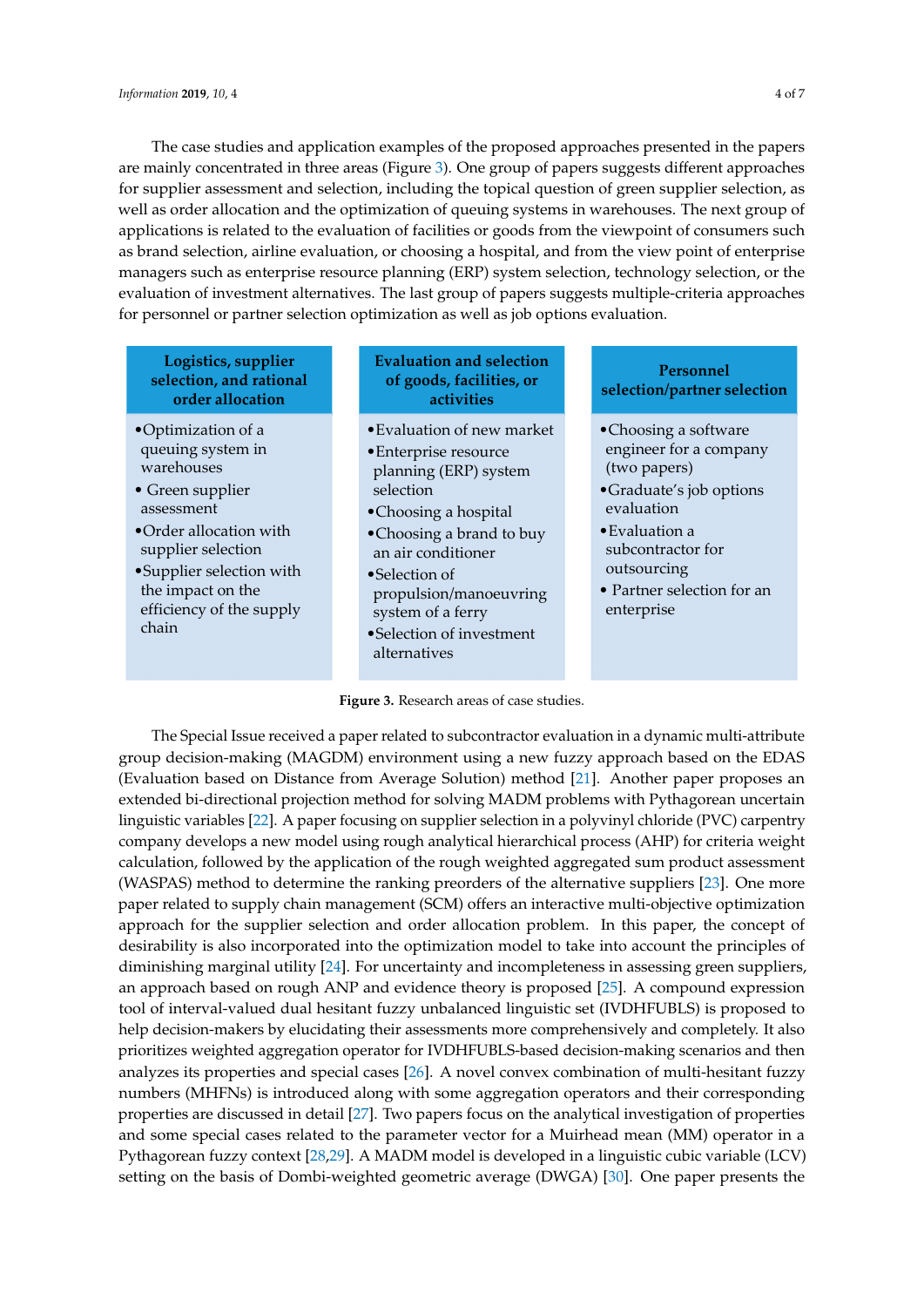The case studies and application examples of the proposed approaches presented in the papers are mainly concentrated in three areas (Figure 3). One group of papers suggests different approaches for supplier assessment and selection, including the topical question of green supplier selection, as well as order allocation and the optimization of queuing systems in warehouses. The next group of applications is related to the evaluation of facilities or goods from the viewpoint of consumers such as brand selection, airline evaluation, or choosing a hospital, and from the view point of enterprise managers such as enterprise resource planning (ERP) system selection, technology selection, or the evaluation of investment alternatives. The last group of papers suggests multiple-criteria approaches for personnel or partner selection optimization as well as job options evaluation.

| Logistics, supplier selection, and rational order allocation | Evaluation and selection of goods, facilities, or activities | Personnel selection/partner selection |
|---|---|---|
| • Optimization of a queuing system in warehouses<br>• Green supplier assessment<br>• Order allocation with supplier selection<br>• Supplier selection with the impact on the efficiency of the supply chain | • Evaluation of new market<br>• Enterprise resource planning (ERP) system selection<br>• Choosing a hospital<br>• Choosing a brand to buy an air conditioner<br>• Selection of propulsion/manoeuvring system of a ferry<br>• Selection of investment alternatives | • Choosing a software engineer for a company (two papers)<br>• Graduate's job options evaluation<br>• Evaluation a subcontractor for outsourcing<br>• Partner selection for an enterprise |

**Figure 3.** Research areas of case studies.

The Special Issue received a paper related to subcontractor evaluation in a dynamic multi-attribute group decision-making (MAGDM) environment using a new fuzzy approach based on the EDAS (Evaluation based on Distance from Average Solution) method [21]. Another paper proposes an extended bi-directional projection method for solving MADM problems with Pythagorean uncertain linguistic variables [22]. A paper focusing on supplier selection in a polyvinyl chloride (PVC) carpentry company develops a new model using rough analytical hierarchical process (AHP) for criteria weight calculation, followed by the application of the rough weighted aggregated sum product assessment (WASPAS) method to determine the ranking preorders of the alternative suppliers [23]. One more paper related to supply chain management (SCM) offers an interactive multi-objective optimization approach for the supplier selection and order allocation problem. In this paper, the concept of desirability is also incorporated into the optimization model to take into account the principles of diminishing marginal utility [24]. For uncertainty and incompleteness in assessing green suppliers, an approach based on rough ANP and evidence theory is proposed [25]. A compound expression tool of interval-valued dual hesitant fuzzy unbalanced linguistic set (IVDHFUBLS) is proposed to help decision-makers by elucidating their assessments more comprehensively and completely. It also prioritizes weighted aggregation operator for IVDHFUBLS-based decision-making scenarios and then analyzes its properties and special cases [26]. A novel convex combination of multi-hesitant fuzzy numbers (MHFNs) is introduced along with some aggregation operators and their corresponding properties are discussed in detail [27]. Two papers focus on the analytical investigation of properties and some special cases related to the parameter vector for a Muirhead mean (MM) operator in a Pythagorean fuzzy context [28,29]. A MADM model is developed in a linguistic cubic variable (LCV) setting on the basis of Dombi-weighted geometric average (DWGA) [30]. One paper presents the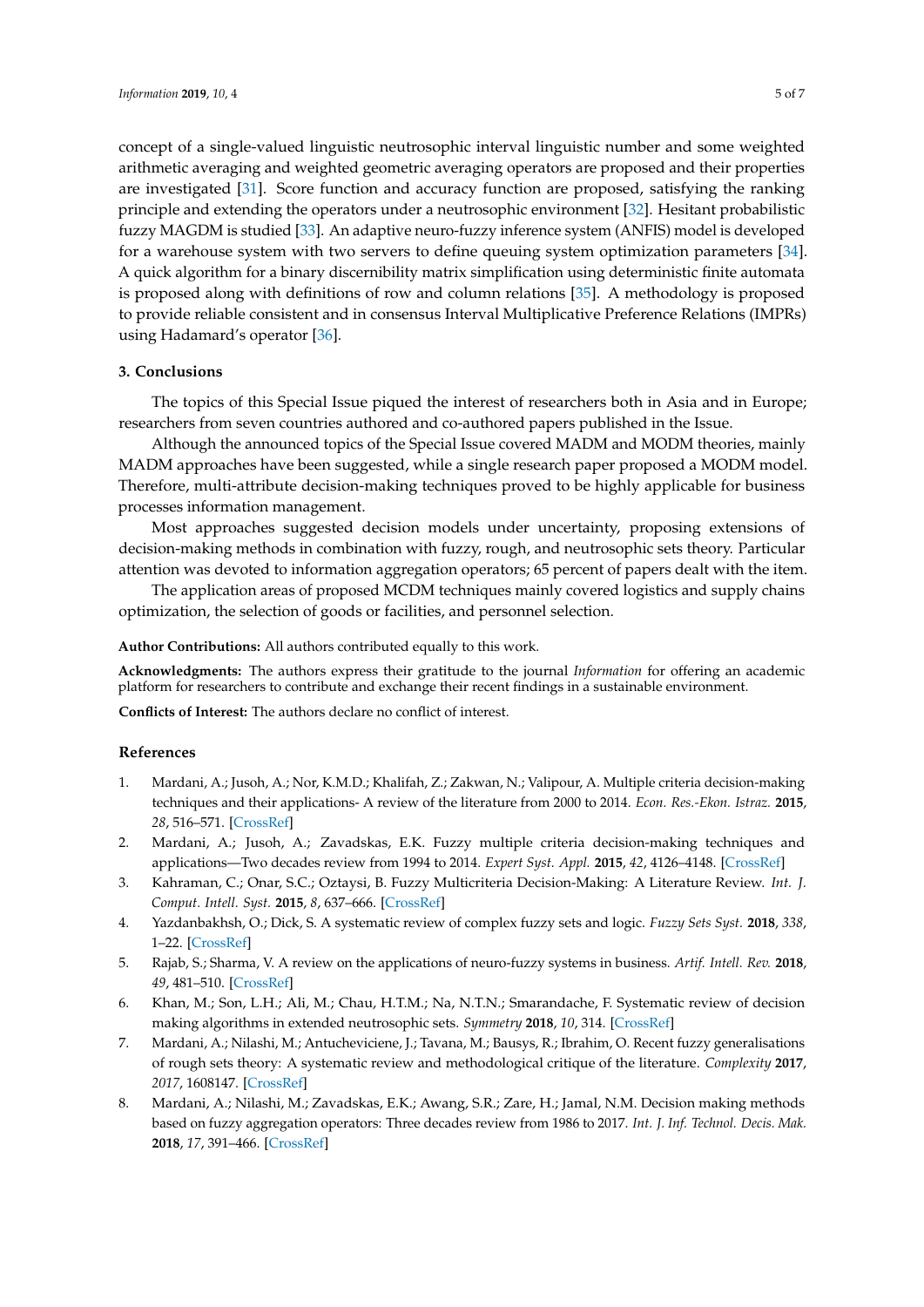concept of a single-valued linguistic neutrosophic interval linguistic number and some weighted arithmetic averaging and weighted geometric averaging operators are proposed and their properties are investigated [31]. Score function and accuracy function are proposed, satisfying the ranking principle and extending the operators under a neutrosophic environment [32]. Hesitant probabilistic fuzzy MAGDM is studied [33]. An adaptive neuro-fuzzy inference system (ANFIS) model is developed for a warehouse system with two servers to define queuing system optimization parameters [34]. A quick algorithm for a binary discernibility matrix simplification using deterministic finite automata is proposed along with definitions of row and column relations [35]. A methodology is proposed to provide reliable consistent and in consensus Interval Multiplicative Preference Relations (IMPRs) using Hadamard's operator [36].

## 3. Conclusions

The topics of this Special Issue piqued the interest of researchers both in Asia and in Europe; researchers from seven countries authored and co-authored papers published in the Issue.

Although the announced topics of the Special Issue covered MADM and MODM theories, mainly MADM approaches have been suggested, while a single research paper proposed a MODM model. Therefore, multi-attribute decision-making techniques proved to be highly applicable for business processes information management.

Most approaches suggested decision models under uncertainty, proposing extensions of decision-making methods in combination with fuzzy, rough, and neutrosophic sets theory. Particular attention was devoted to information aggregation operators; 65 percent of papers dealt with the item.

The application areas of proposed MCDM techniques mainly covered logistics and supply chains optimization, the selection of goods or facilities, and personnel selection.

**Author Contributions:** All authors contributed equally to this work.

**Acknowledgments:** The authors express their gratitude to the journal *Information* for offering an academic platform for researchers to contribute and exchange their recent findings in a sustainable environment.

**Conflicts of Interest:** The authors declare no conflict of interest.

## References

1. Mardani, A.; Jusoh, A.; Nor, K.M.D.; Khalifah, Z.; Zakwan, N.; Valipour, A. Multiple criteria decision-making techniques and their applications- A review of the literature from 2000 to 2014. *Econ. Res.-Ekon. Istraz.* **2015**, *28*, 516–571. [CrossRef]
2. Mardani, A.; Jusoh, A.; Zavadskas, E.K. Fuzzy multiple criteria decision-making techniques and applications—Two decades review from 1994 to 2014. *Expert Syst. Appl.* **2015**, *42*, 4126–4148. [CrossRef]
3. Kahraman, C.; Onar, S.C.; Oztaysi, B. Fuzzy Multicriteria Decision-Making: A Literature Review. *Int. J. Comput. Intell. Syst.* **2015**, *8*, 637–666. [CrossRef]
4. Yazdanbakhsh, O.; Dick, S. A systematic review of complex fuzzy sets and logic. *Fuzzy Sets Syst.* **2018**, *338*, 1–22. [CrossRef]
5. Rajab, S.; Sharma, V. A review on the applications of neuro-fuzzy systems in business. *Artif. Intell. Rev.* **2018**, *49*, 481–510. [CrossRef]
6. Khan, M.; Son, L.H.; Ali, M.; Chau, H.T.M.; Na, N.T.N.; Smarandache, F. Systematic review of decision making algorithms in extended neutrosophic sets. *Symmetry* **2018**, *10*, 314. [CrossRef]
7. Mardani, A.; Nilashi, M.; Antucheviciene, J.; Tavana, M.; Bausys, R.; Ibrahim, O. Recent fuzzy generalisations of rough sets theory: A systematic review and methodological critique of the literature. *Complexity* **2017**, *2017*, 1608147. [CrossRef]
8. Mardani, A.; Nilashi, M.; Zavadskas, E.K.; Awang, S.R.; Zare, H.; Jamal, N.M. Decision making methods based on fuzzy aggregation operators: Three decades review from 1986 to 2017. *Int. J. Inf. Technol. Decis. Mak.* **2018**, *17*, 391–466. [CrossRef]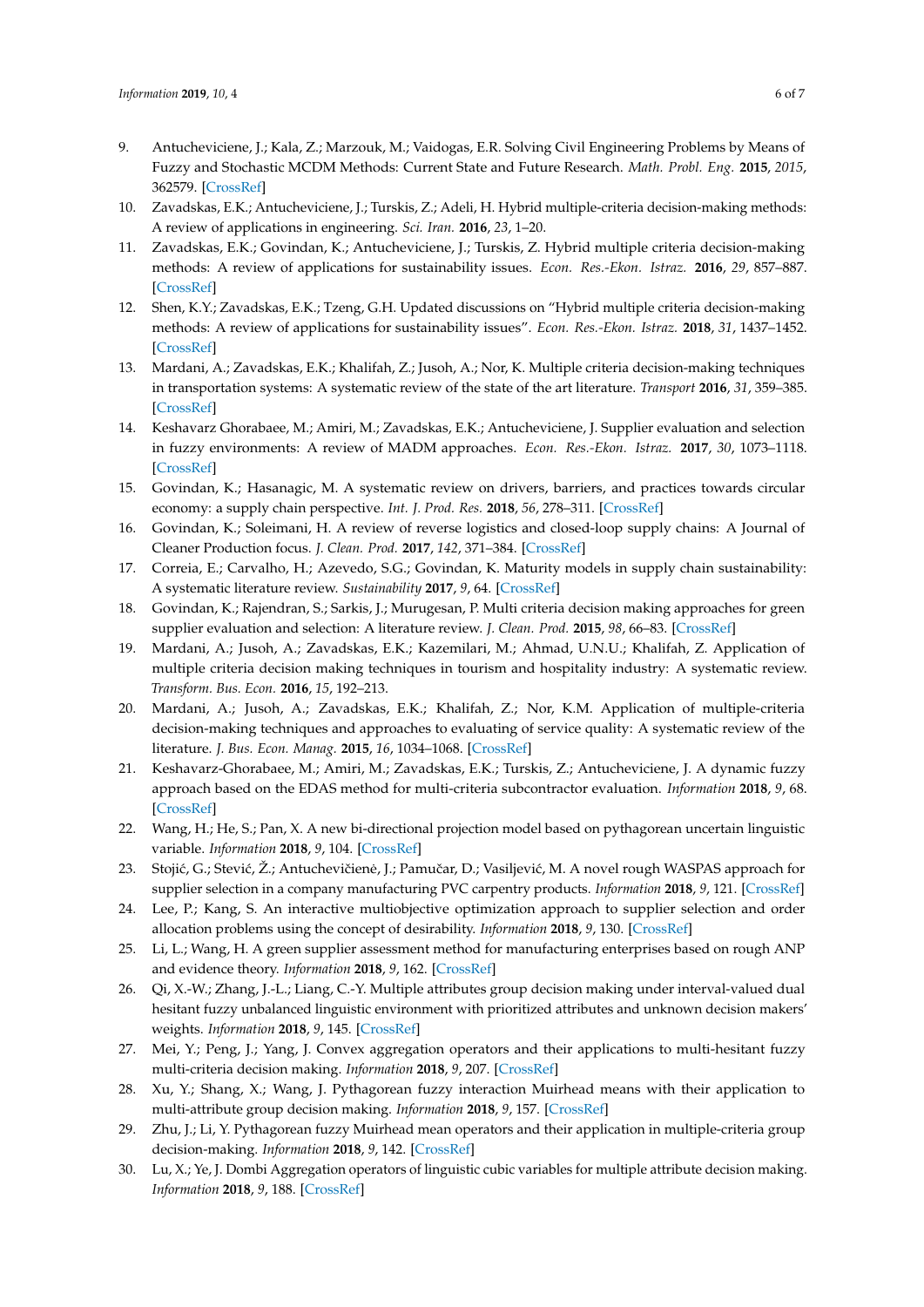9. Antucheviciene, J.; Kala, Z.; Marzouk, M.; Vaidogas, E.R. Solving Civil Engineering Problems by Means of Fuzzy and Stochastic MCDM Methods: Current State and Future Research. *Math. Probl. Eng.* **2015**, *2015*, 362579. [CrossRef]
10. Zavadskas, E.K.; Antucheviciene, J.; Turskis, Z.; Adeli, H. Hybrid multiple-criteria decision-making methods: A review of applications in engineering. *Sci. Iran.* **2016**, *23*, 1–20.
11. Zavadskas, E.K.; Govindan, K.; Antucheviciene, J.; Turskis, Z. Hybrid multiple criteria decision-making methods: A review of applications for sustainability issues. *Econ. Res.-Ekon. Istraz.* **2016**, *29*, 857–887. [CrossRef]
12. Shen, K.Y.; Zavadskas, E.K.; Tzeng, G.H. Updated discussions on "Hybrid multiple criteria decision-making methods: A review of applications for sustainability issues". *Econ. Res.-Ekon. Istraz.* **2018**, *31*, 1437–1452. [CrossRef]
13. Mardani, A.; Zavadskas, E.K.; Khalifah, Z.; Jusoh, A.; Nor, K. Multiple criteria decision-making techniques in transportation systems: A systematic review of the state of the art literature. *Transport* **2016**, *31*, 359–385. [CrossRef]
14. Keshavarz Ghorabaee, M.; Amiri, M.; Zavadskas, E.K.; Antucheviciene, J. Supplier evaluation and selection in fuzzy environments: A review of MADM approaches. *Econ. Res.-Ekon. Istraz.* **2017**, *30*, 1073–1118. [CrossRef]
15. Govindan, K.; Hasanagic, M. A systematic review on drivers, barriers, and practices towards circular economy: a supply chain perspective. *Int. J. Prod. Res.* **2018**, *56*, 278–311. [CrossRef]
16. Govindan, K.; Soleimani, H. A review of reverse logistics and closed-loop supply chains: A Journal of Cleaner Production focus. *J. Clean. Prod.* **2017**, *142*, 371–384. [CrossRef]
17. Correia, E.; Carvalho, H.; Azevedo, S.G.; Govindan, K. Maturity models in supply chain sustainability: A systematic literature review. *Sustainability* **2017**, *9*, 64. [CrossRef]
18. Govindan, K.; Rajendran, S.; Sarkis, J.; Murugesan, P. Multi criteria decision making approaches for green supplier evaluation and selection: A literature review. *J. Clean. Prod.* **2015**, *98*, 66–83. [CrossRef]
19. Mardani, A.; Jusoh, A.; Zavadskas, E.K.; Kazemilari, M.; Ahmad, U.N.U.; Khalifah, Z. Application of multiple criteria decision making techniques in tourism and hospitality industry: A systematic review. *Transform. Bus. Econ.* **2016**, *15*, 192–213.
20. Mardani, A.; Jusoh, A.; Zavadskas, E.K.; Khalifah, Z.; Nor, K.M. Application of multiple-criteria decision-making techniques and approaches to evaluating of service quality: A systematic review of the literature. *J. Bus. Econ. Manag.* **2015**, *16*, 1034–1068. [CrossRef]
21. Keshavarz-Ghorabaee, M.; Amiri, M.; Zavadskas, E.K.; Turskis, Z.; Antucheviciene, J. A dynamic fuzzy approach based on the EDAS method for multi-criteria subcontractor evaluation. *Information* **2018**, *9*, 68. [CrossRef]
22. Wang, H.; He, S.; Pan, X. A new bi-directional projection model based on pythagorean uncertain linguistic variable. *Information* **2018**, *9*, 104. [CrossRef]
23. Stojić, G.; Stević, Ž.; Antuchevičienė, J.; Pamučar, D.; Vasiljević, M. A novel rough WASPAS approach for supplier selection in a company manufacturing PVC carpentry products. *Information* **2018**, *9*, 121. [CrossRef]
24. Lee, P.; Kang, S. An interactive multiobjective optimization approach to supplier selection and order allocation problems using the concept of desirability. *Information* **2018**, *9*, 130. [CrossRef]
25. Li, L.; Wang, H. A green supplier assessment method for manufacturing enterprises based on rough ANP and evidence theory. *Information* **2018**, *9*, 162. [CrossRef]
26. Qi, X.-W.; Zhang, J.-L.; Liang, C.-Y. Multiple attributes group decision making under interval-valued dual hesitant fuzzy unbalanced linguistic environment with prioritized attributes and unknown decision makers' weights. *Information* **2018**, *9*, 145. [CrossRef]
27. Mei, Y.; Peng, J.; Yang, J. Convex aggregation operators and their applications to multi-hesitant fuzzy multi-criteria decision making. *Information* **2018**, *9*, 207. [CrossRef]
28. Xu, Y.; Shang, X.; Wang, J. Pythagorean fuzzy interaction Muirhead means with their application to multi-attribute group decision making. *Information* **2018**, *9*, 157. [CrossRef]
29. Zhu, J.; Li, Y. Pythagorean fuzzy Muirhead mean operators and their application in multiple-criteria group decision-making. *Information* **2018**, *9*, 142. [CrossRef]
30. Lu, X.; Ye, J. Dombi Aggregation operators of linguistic cubic variables for multiple attribute decision making. *Information* **2018**, *9*, 188. [CrossRef]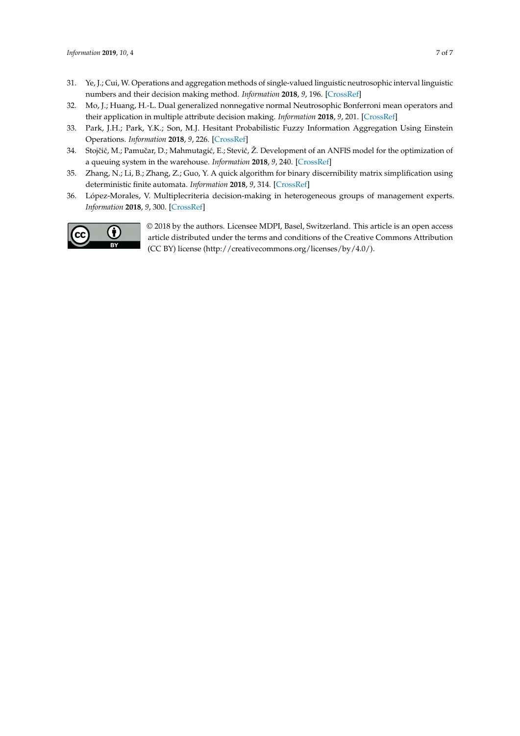31. Ye, J.; Cui, W. Operations and aggregation methods of single-valued linguistic neutrosophic interval linguistic numbers and their decision making method. *Information* **2018**, *9*, 196. [CrossRef]
32. Mo, J.; Huang, H.-L. Dual generalized nonnegative normal Neutrosophic Bonferroni mean operators and their application in multiple attribute decision making. *Information* **2018**, *9*, 201. [CrossRef]
33. Park, J.H.; Park, Y.K.; Son, M.J. Hesitant Probabilistic Fuzzy Information Aggregation Using Einstein Operations. *Information* **2018**, *9*, 226. [CrossRef]
34. Stojčić, M.; Pamučar, D.; Mahmutagić, E.; Stević, Ž. Development of an ANFIS model for the optimization of a queuing system in the warehouse. *Information* **2018**, *9*, 240. [CrossRef]
35. Zhang, N.; Li, B.; Zhang, Z.; Guo, Y. A quick algorithm for binary discernibility matrix simplification using deterministic finite automata. *Information* **2018**, *9*, 314. [CrossRef]
36. López-Morales, V. Multiplecriteria decision-making in heterogeneous groups of management experts. *Information* **2018**, *9*, 300. [CrossRef]

© 2018 by the authors. Licensee MDPI, Basel, Switzerland. This article is an open access article distributed under the terms and conditions of the Creative Commons Attribution (CC BY) license (http://creativecommons.org/licenses/by/4.0/).